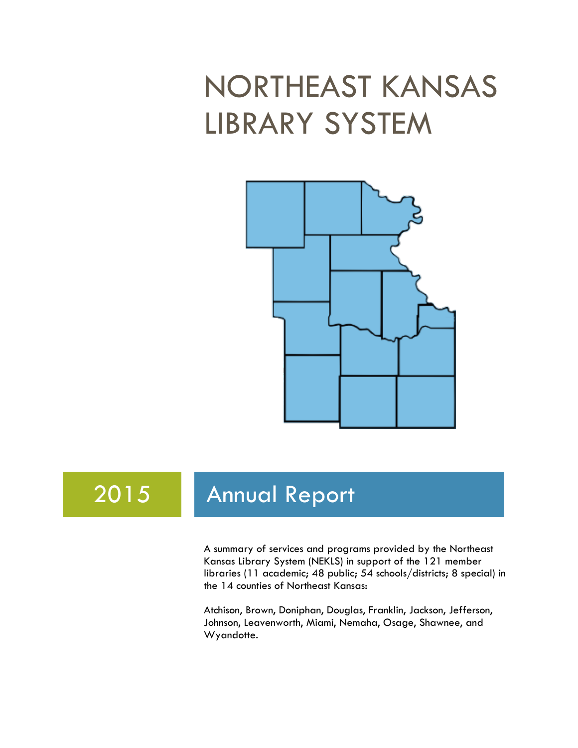# NORTHEAST KANSAS LIBRARY SYSTEM

## 2015 Annual Report

A summary of services and programs provided by the Northeast Kansas Library System (NEKLS) in support of the 121 member libraries (11 academic; 48 public; 54 schools/districts; 8 special) in the 14 counties of Northeast Kansas:

Atchison, Brown, Doniphan, Douglas, Franklin, Jackson, Jefferson, Johnson, Leavenworth, Miami, Nemaha, Osage, Shawnee, and Wyandotte.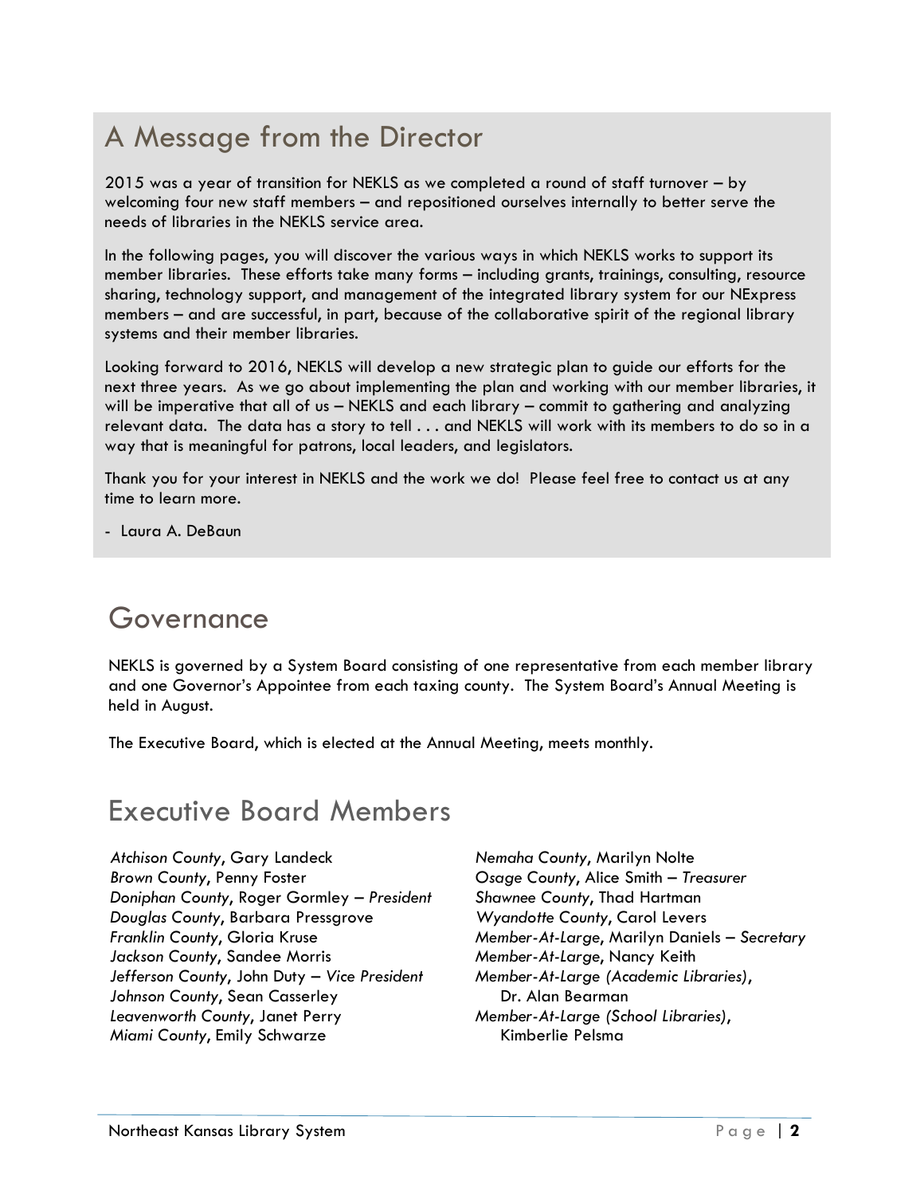## A Message from the Director

2015 was a year of transition for NEKLS as we completed a round of staff turnover – by welcoming four new staff members – and repositioned ourselves internally to better serve the needs of libraries in the NEKLS service area.

In the following pages, you will discover the various ways in which NEKLS works to support its member libraries. These efforts take many forms – including grants, trainings, consulting, resource sharing, technology support, and management of the integrated library system for our NExpress members – and are successful, in part, because of the collaborative spirit of the regional library systems and their member libraries.

Looking forward to 2016, NEKLS will develop a new strategic plan to guide our efforts for the next three years. As we go about implementing the plan and working with our member libraries, it will be imperative that all of us – NEKLS and each library – commit to gathering and analyzing relevant data. The data has a story to tell . . . and NEKLS will work with its members to do so in a way that is meaningful for patrons, local leaders, and legislators.

Thank you for your interest in NEKLS and the work we do! Please feel free to contact us at any time to learn more.

- Laura A. DeBaun

## Governance

NEKLS is governed by a System Board consisting of one representative from each member library and one Governor's Appointee from each taxing county. The System Board's Annual Meeting is held in August.

The Executive Board, which is elected at the Annual Meeting, meets monthly.

## Executive Board Members

*Atchison County*, Gary Landeck
*Brown County*, Penny Foster
*Doniphan County*, Roger Gormley – *President*
*Douglas County*, Barbara Pressgrove
*Franklin County*, Gloria Kruse
*Jackson County*, Sandee Morris
*Jefferson County*, John Duty – *Vice President*
*Johnson County*, Sean Casserley
*Leavenworth County*, Janet Perry
*Miami County*, Emily Schwarze
*Nemaha County*, Marilyn Nolte
*Osage County*, Alice Smith – *Treasurer*
*Shawnee County*, Thad Hartman
*Wyandotte County*, Carol Levers
*Member-At-Large*, Marilyn Daniels – *Secretary*
*Member-At-Large*, Nancy Keith
*Member-At-Large (Academic Libraries)*, Dr. Alan Bearman
*Member-At-Large (School Libraries)*, Kimberlie Pelsma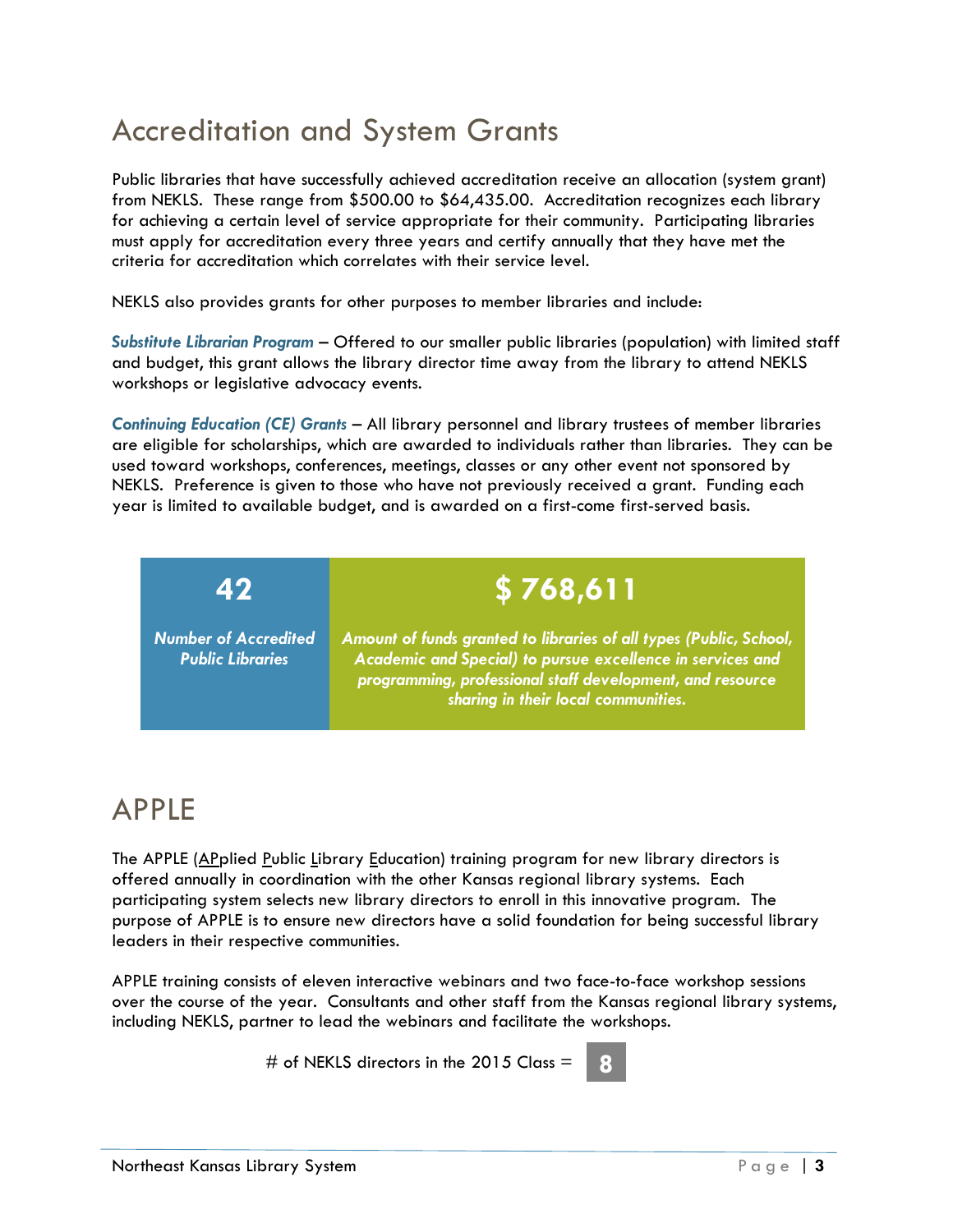# Accreditation and System Grants

Public libraries that have successfully achieved accreditation receive an allocation (system grant) from NEKLS. These range from $500.00 to $64,435.00. Accreditation recognizes each library for achieving a certain level of service appropriate for their community. Participating libraries must apply for accreditation every three years and certify annually that they have met the criteria for accreditation which correlates with their service level.

NEKLS also provides grants for other purposes to member libraries and include:

***Substitute Librarian Program*** – Offered to our smaller public libraries (population) with limited staff and budget, this grant allows the library director time away from the library to attend NEKLS workshops or legislative advocacy events.

***Continuing Education (CE) Grants*** – All library personnel and library trustees of member libraries are eligible for scholarships, which are awarded to individuals rather than libraries. They can be used toward workshops, conferences, meetings, classes or any other event not sponsored by NEKLS. Preference is given to those who have not previously received a grant. Funding each year is limited to available budget, and is awarded on a first-come first-served basis.

| 42 | $ 768,611 |
|---|---|
| *Number of Accredited Public Libraries* | *Amount of funds granted to libraries of all types (Public, School, Academic and Special) to pursue excellence in services and programming, professional staff development, and resource sharing in their local communities.* |

# APPLE

The APPLE (APplied Public Library Education) training program for new library directors is offered annually in coordination with the other Kansas regional library systems. Each participating system selects new library directors to enroll in this innovative program. The purpose of APPLE is to ensure new directors have a solid foundation for being successful library leaders in their respective communities.

APPLE training consists of eleven interactive webinars and two face-to-face workshop sessions over the course of the year. Consultants and other staff from the Kansas regional library systems, including NEKLS, partner to lead the webinars and facilitate the workshops.

# of NEKLS directors in the 2015 Class = **8**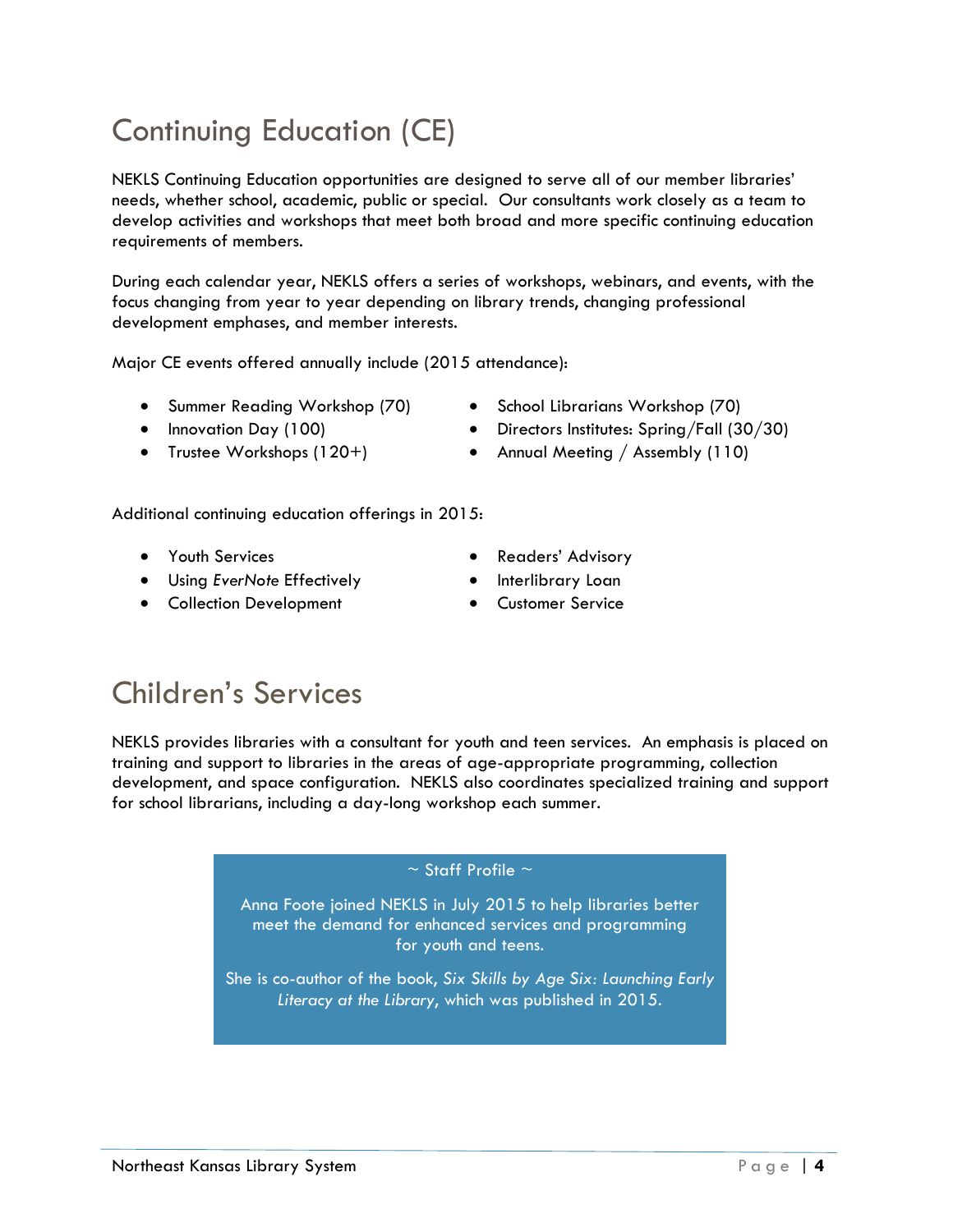# Continuing Education (CE)

NEKLS Continuing Education opportunities are designed to serve all of our member libraries' needs, whether school, academic, public or special. Our consultants work closely as a team to develop activities and workshops that meet both broad and more specific continuing education requirements of members.

During each calendar year, NEKLS offers a series of workshops, webinars, and events, with the focus changing from year to year depending on library trends, changing professional development emphases, and member interests.

Major CE events offered annually include (2015 attendance):

- Summer Reading Workshop (70)
- Innovation Day (100)
- Trustee Workshops (120+)
- School Librarians Workshop (70)
- Directors Institutes: Spring/Fall (30/30)
- Annual Meeting / Assembly (110)

Additional continuing education offerings in 2015:

- Youth Services
- Using *EverNote* Effectively
- Collection Development
- Readers' Advisory
- Interlibrary Loan
- Customer Service

# Children's Services

NEKLS provides libraries with a consultant for youth and teen services. An emphasis is placed on training and support to libraries in the areas of age-appropriate programming, collection development, and space configuration. NEKLS also coordinates specialized training and support for school librarians, including a day-long workshop each summer.

~ Staff Profile ~

Anna Foote joined NEKLS in July 2015 to help libraries better meet the demand for enhanced services and programming for youth and teens.

She is co-author of the book, *Six Skills by Age Six: Launching Early Literacy at the Library*, which was published in 2015.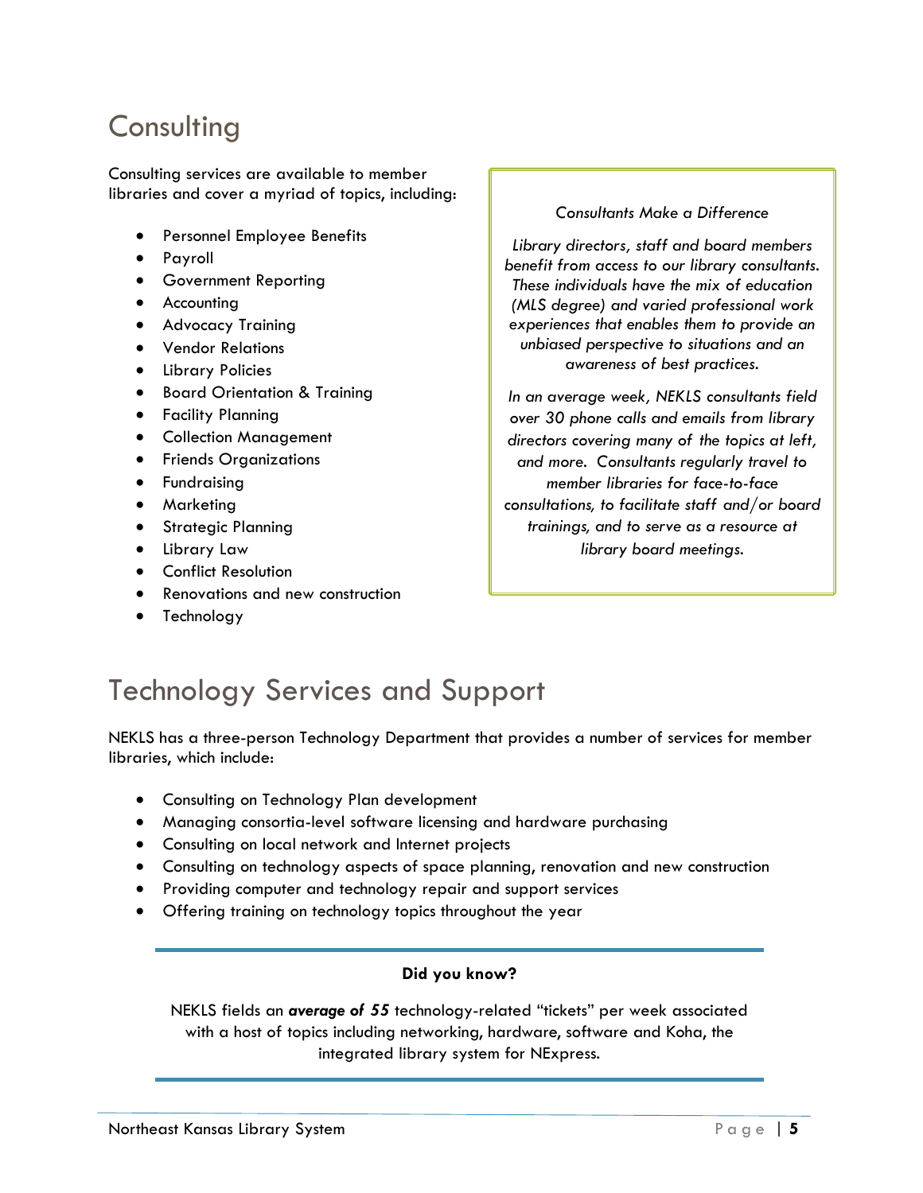# Consulting

Consulting services are available to member libraries and cover a myriad of topics, including:

- Personnel Employee Benefits
- Payroll
- Government Reporting
- Accounting
- Advocacy Training
- Vendor Relations
- Library Policies
- Board Orientation & Training
- Facility Planning
- Collection Management
- Friends Organizations
- Fundraising
- Marketing
- Strategic Planning
- Library Law
- Conflict Resolution
- Renovations and new construction
- Technology

*Consultants Make a Difference*

*Library directors, staff and board members benefit from access to our library consultants. These individuals have the mix of education (MLS degree) and varied professional work experiences that enables them to provide an unbiased perspective to situations and an awareness of best practices.*

*In an average week, NEKLS consultants field over 30 phone calls and emails from library directors covering many of the topics at left, and more. Consultants regularly travel to member libraries for face-to-face consultations, to facilitate staff and/or board trainings, and to serve as a resource at library board meetings.*

# Technology Services and Support

NEKLS has a three-person Technology Department that provides a number of services for member libraries, which include:

- Consulting on Technology Plan development
- Managing consortia-level software licensing and hardware purchasing
- Consulting on local network and Internet projects
- Consulting on technology aspects of space planning, renovation and new construction
- Providing computer and technology repair and support services
- Offering training on technology topics throughout the year

**Did you know?**

NEKLS fields an ***average of 55*** technology-related "tickets" per week associated with a host of topics including networking, hardware, software and Koha, the integrated library system for NExpress.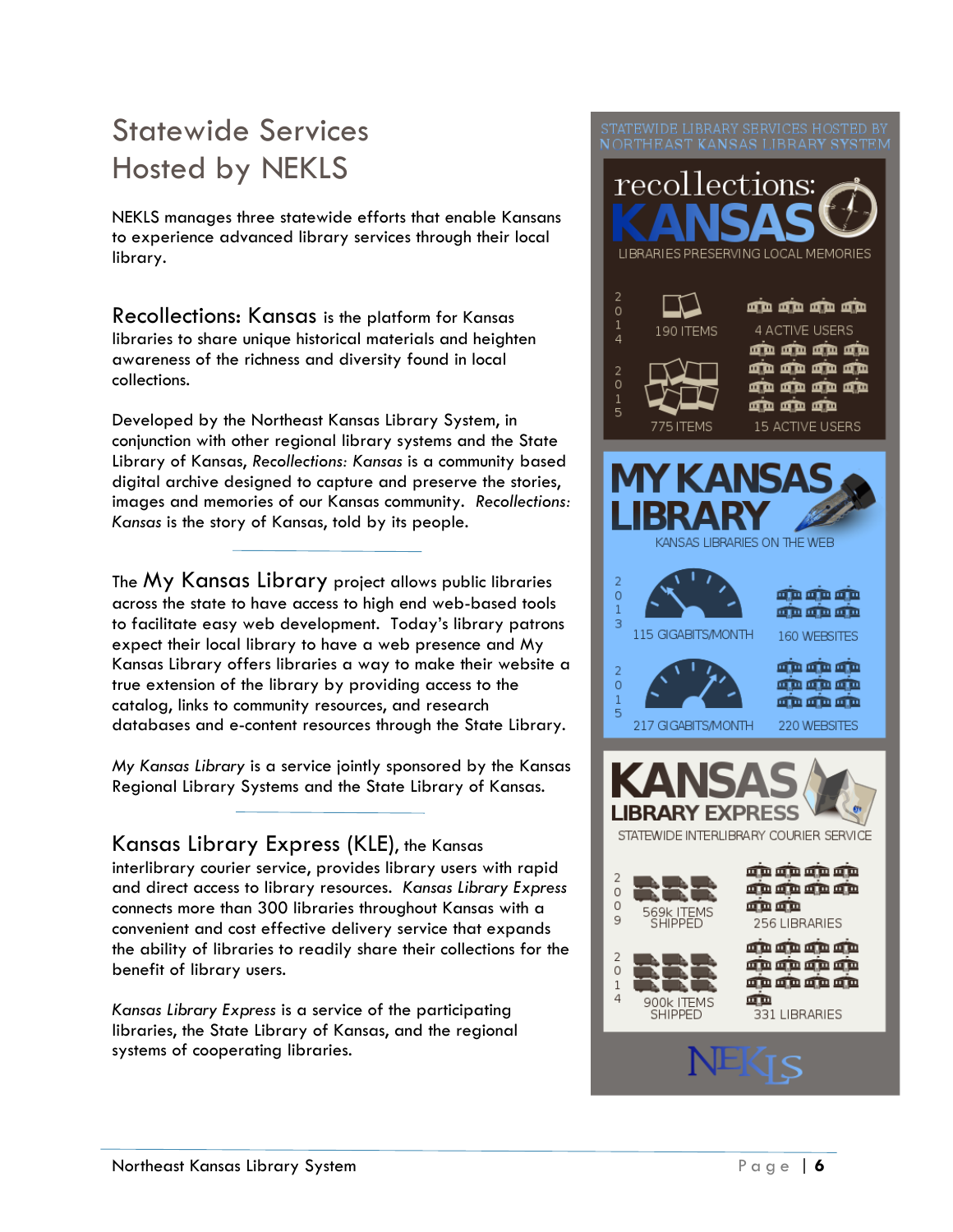# Statewide Services Hosted by NEKLS

NEKLS manages three statewide efforts that enable Kansans to experience advanced library services through their local library.

**Recollections: Kansas** is the platform for Kansas libraries to share unique historical materials and heighten awareness of the richness and diversity found in local collections.

Developed by the Northeast Kansas Library System, in conjunction with other regional library systems and the State Library of Kansas, *Recollections: Kansas* is a community based digital archive designed to capture and preserve the stories, images and memories of our Kansas community. *Recollections: Kansas* is the story of Kansas, told by its people.

---

The **My Kansas Library** project allows public libraries across the state to have access to high end web-based tools to facilitate easy web development. Today's library patrons expect their local library to have a web presence and My Kansas Library offers libraries a way to make their website a true extension of the library by providing access to the catalog, links to community resources, and research databases and e-content resources through the State Library.

*My Kansas Library* is a service jointly sponsored by the Kansas Regional Library Systems and the State Library of Kansas.

---

**Kansas Library Express (KLE)**, the Kansas interlibrary courier service, provides library users with rapid and direct access to library resources. *Kansas Library Express* connects more than 300 libraries throughout Kansas with a convenient and cost effective delivery service that expands the ability of libraries to readily share their collections for the benefit of library users.

*Kansas Library Express* is a service of the participating libraries, the State Library of Kansas, and the regional systems of cooperating libraries.

---

## STATEWIDE LIBRARY SERVICES HOSTED BY NORTHEAST KANSAS LIBRARY SYSTEM

### recollections: KANSAS

LIBRARIES PRESERVING LOCAL MEMORIES

| Year | Items | Active Users |
|---|---|---|
| 2014 | 190 ITEMS | 4 ACTIVE USERS |
| 2015 | 775 ITEMS | 15 ACTIVE USERS |

### MY KANSAS LIBRARY

KANSAS LIBRARIES ON THE WEB

| Year | Gigabits/Month | Websites |
|---|---|---|
| 2013 | 115 GIGABITS/MONTH | 160 WEBSITES |
| 2015 | 217 GIGABITS/MONTH | 220 WEBSITES |

### KANSAS LIBRARY EXPRESS

STATEWIDE INTERLIBRARY COURIER SERVICE

| Year | Items Shipped | Libraries |
|---|---|---|
| 2009 | 569k ITEMS SHIPPED | 256 LIBRARIES |
| 2014 | 900k ITEMS SHIPPED | 331 LIBRARIES |

NEKLS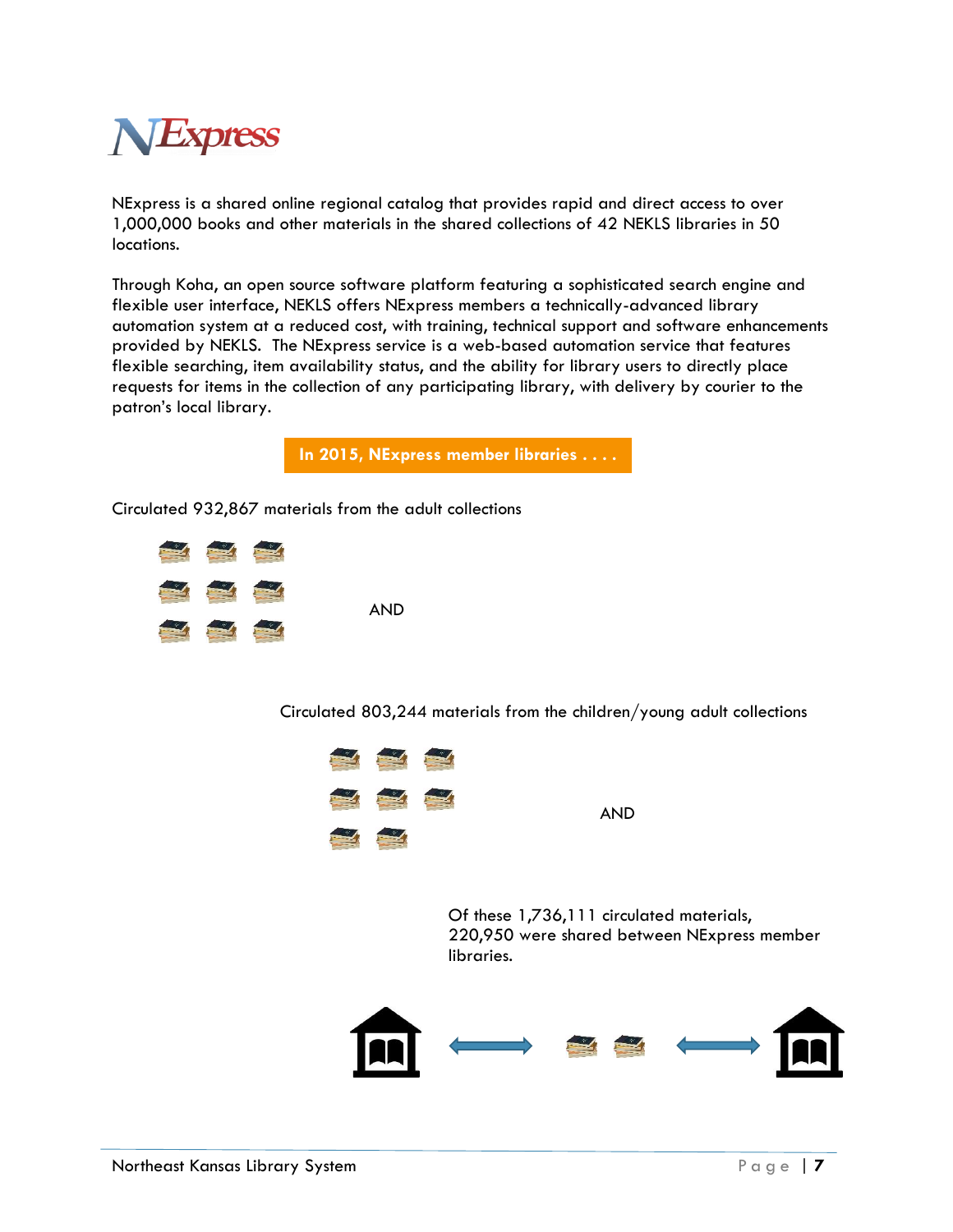# NExpress

NExpress is a shared online regional catalog that provides rapid and direct access to over 1,000,000 books and other materials in the shared collections of 42 NEKLS libraries in 50 locations.

Through Koha, an open source software platform featuring a sophisticated search engine and flexible user interface, NEKLS offers NExpress members a technically-advanced library automation system at a reduced cost, with training, technical support and software enhancements provided by NEKLS. The NExpress service is a web-based automation service that features flexible searching, item availability status, and the ability for library users to directly place requests for items in the collection of any participating library, with delivery by courier to the patron's local library.

**In 2015, NExpress member libraries . . . .**

Circulated 932,867 materials from the adult collections

AND

Circulated 803,244 materials from the children/young adult collections

AND

Of these 1,736,111 circulated materials, 220,950 were shared between NExpress member libraries.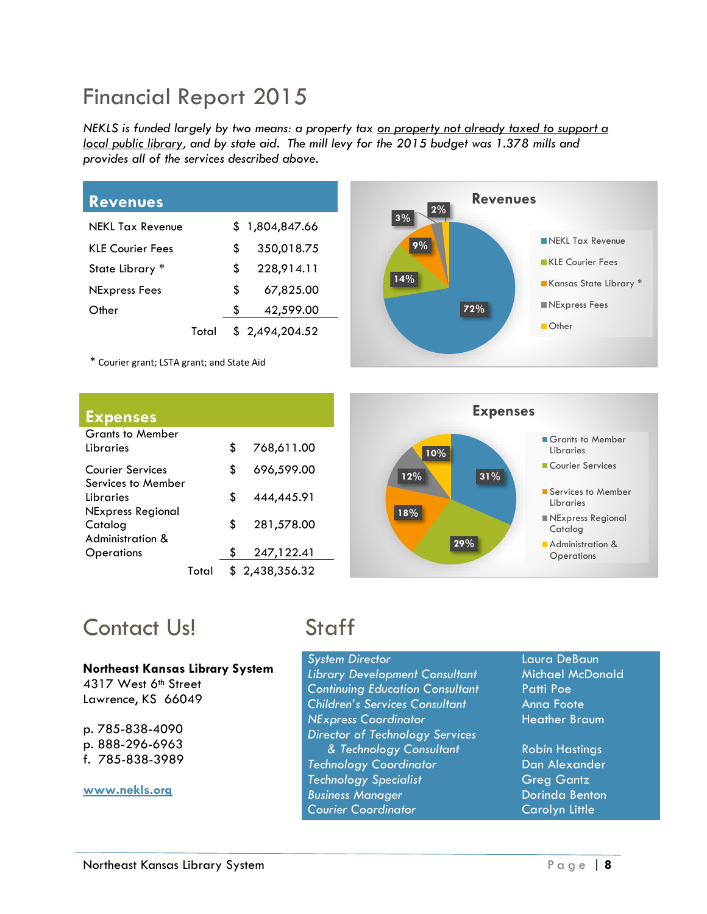# Financial Report 2015

*NEKLS is funded largely by two means: a property tax* <u>*on property not already taxed to support a local public library*</u>*, and by state aid. The mill levy for the 2015 budget was 1.378 mills and provides all of the services described above.*

## Revenues

| | | |
|---|---|---|
| NEKL Tax Revenue | $ | 1,804,847.66 |
| KLE Courier Fees | $ | 350,018.75 |
| State Library * | $ | 228,914.11 |
| NExpress Fees | $ | 67,825.00 |
| Other | $ | 42,599.00 |
| Total | $ | 2,494,204.52 |

* Courier grant; LSTA grant; and State Aid

Revenues

72%
14%
9%
3%
2%

NEKL Tax Revenue
KLE Courier Fees
Kansas State Library *
NExpress Fees
Other

## Expenses

| | | |
|---|---|---|
| Grants to Member Libraries | $ | 768,611.00 |
| Courier Services | $ | 696,599.00 |
| Services to Member Libraries | $ | 444,445.91 |
| NExpress Regional Catalog | $ | 281,578.00 |
| Administration & Operations | $ | 247,122.41 |
| Total | $ | 2,438,356.32 |

Expenses

31%
29%
18%
12%
10%

Grants to Member Libraries
Courier Services
Services to Member Libraries
NExpress Regional Catalog
Administration & Operations

# Contact Us!

**Northeast Kansas Library System**
4317 West 6th Street
Lawrence, KS 66049

p. 785-838-4090
p. 888-296-6963
f. 785-838-3989

[www.nekls.org](http://www.nekls.org)

# Staff

| | |
|---|---|
| *System Director* | Laura DeBaun |
| *Library Development Consultant* | Michael McDonald |
| *Continuing Education Consultant* | Patti Poe |
| *Children's Services Consultant* | Anna Foote |
| *NExpress Coordinator* | Heather Braum |
| *Director of Technology Services & Technology Consultant* | Robin Hastings |
| *Technology Coordinator* | Dan Alexander |
| *Technology Specialist* | Greg Gantz |
| *Business Manager* | Dorinda Benton |
| *Courier Coordinator* | Carolyn Little |